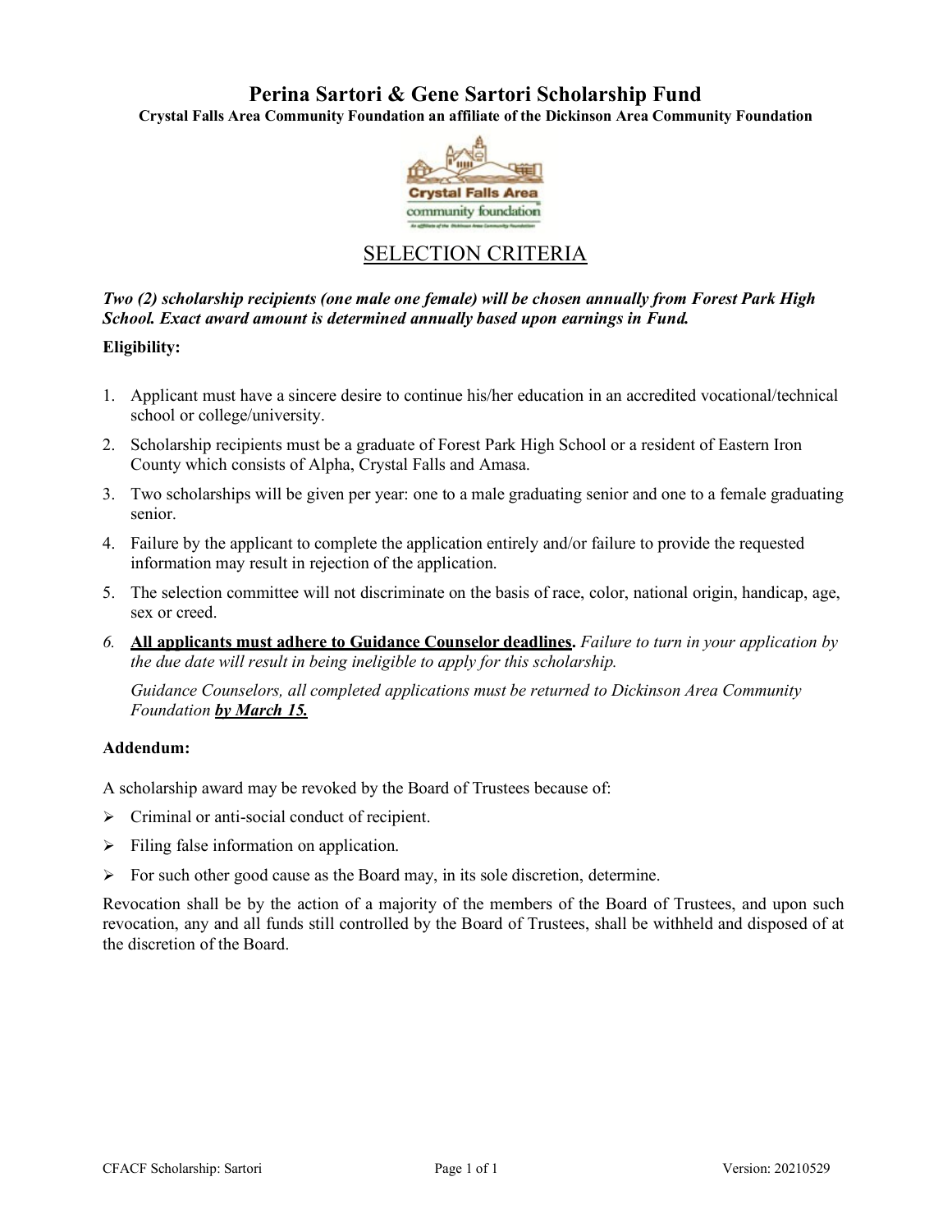# Perina Sartori & Gene Sartori Scholarship Fund

**Crystal Falls Area Community Foundation an affiliate of the Dickinson Area Community Foundation**

## SELECTION CRITERIA

***Two (2) scholarship recipients (one male one female) will be chosen annually from Forest Park High School. Exact award amount is determined annually based upon earnings in Fund.***

**Eligibility:**

1. Applicant must have a sincere desire to continue his/her education in an accredited vocational/technical school or college/university.
2. Scholarship recipients must be a graduate of Forest Park High School or a resident of Eastern Iron County which consists of Alpha, Crystal Falls and Amasa.
3. Two scholarships will be given per year: one to a male graduating senior and one to a female graduating senior.
4. Failure by the applicant to complete the application entirely and/or failure to provide the requested information may result in rejection of the application.
5. The selection committee will not discriminate on the basis of race, color, national origin, handicap, age, sex or creed.
6. **All applicants must adhere to Guidance Counselor deadlines.** *Failure to turn in your application by the due date will result in being ineligible to apply for this scholarship.*

   *Guidance Counselors, all completed applications must be returned to Dickinson Area Community Foundation* ***by March 15.***

**Addendum:**

A scholarship award may be revoked by the Board of Trustees because of:

- Criminal or anti-social conduct of recipient.
- Filing false information on application.
- For such other good cause as the Board may, in its sole discretion, determine.

Revocation shall be by the action of a majority of the members of the Board of Trustees, and upon such revocation, any and all funds still controlled by the Board of Trustees, shall be withheld and disposed of at the discretion of the Board.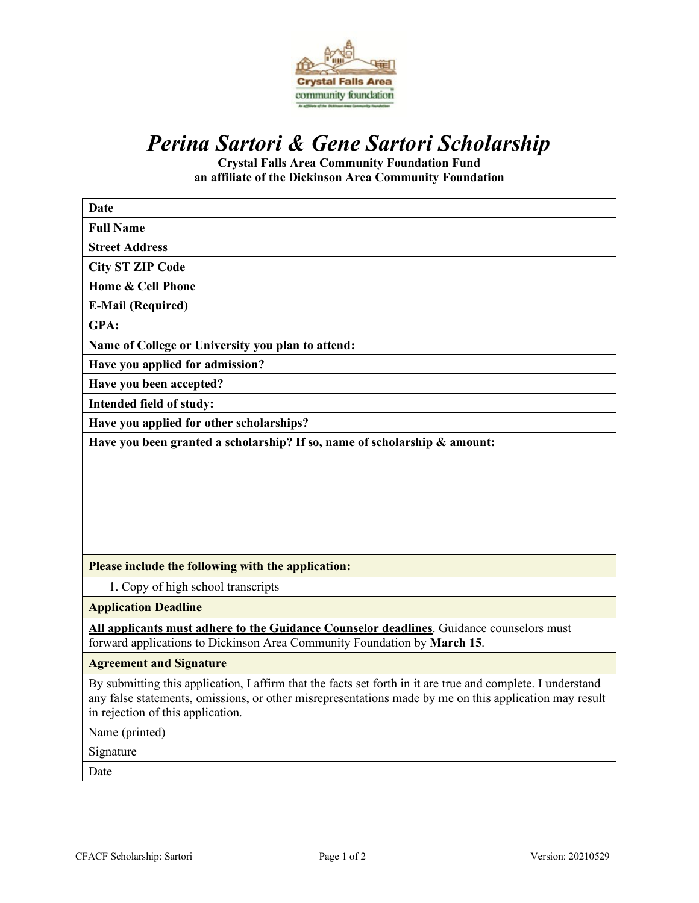# *Perina Sartori & Gene Sartori Scholarship*

**Crystal Falls Area Community Foundation Fund**
**an affiliate of the Dickinson Area Community Foundation**

| **Date** | |
|---|---|
| **Full Name** | |
| **Street Address** | |
| **City ST ZIP Code** | |
| **Home & Cell Phone** | |
| **E-Mail (Required)** | |
| **GPA:** | |
| **Name of College or University you plan to attend:** | |
| **Have you applied for admission?** | |
| **Have you been accepted?** | |
| **Intended field of study:** | |
| **Have you applied for other scholarships?** | |
| **Have you been granted a scholarship? If so, name of scholarship & amount:** | |
| | |

**Please include the following with the application:**

1. Copy of high school transcripts

**Application Deadline**

**All applicants must adhere to the Guidance Counselor deadlines**. Guidance counselors must forward applications to Dickinson Area Community Foundation by **March 15**.

**Agreement and Signature**

By submitting this application, I affirm that the facts set forth in it are true and complete. I understand any false statements, omissions, or other misrepresentations made by me on this application may result in rejection of this application.

| Name (printed) | |
|---|---|
| Signature | |
| Date | |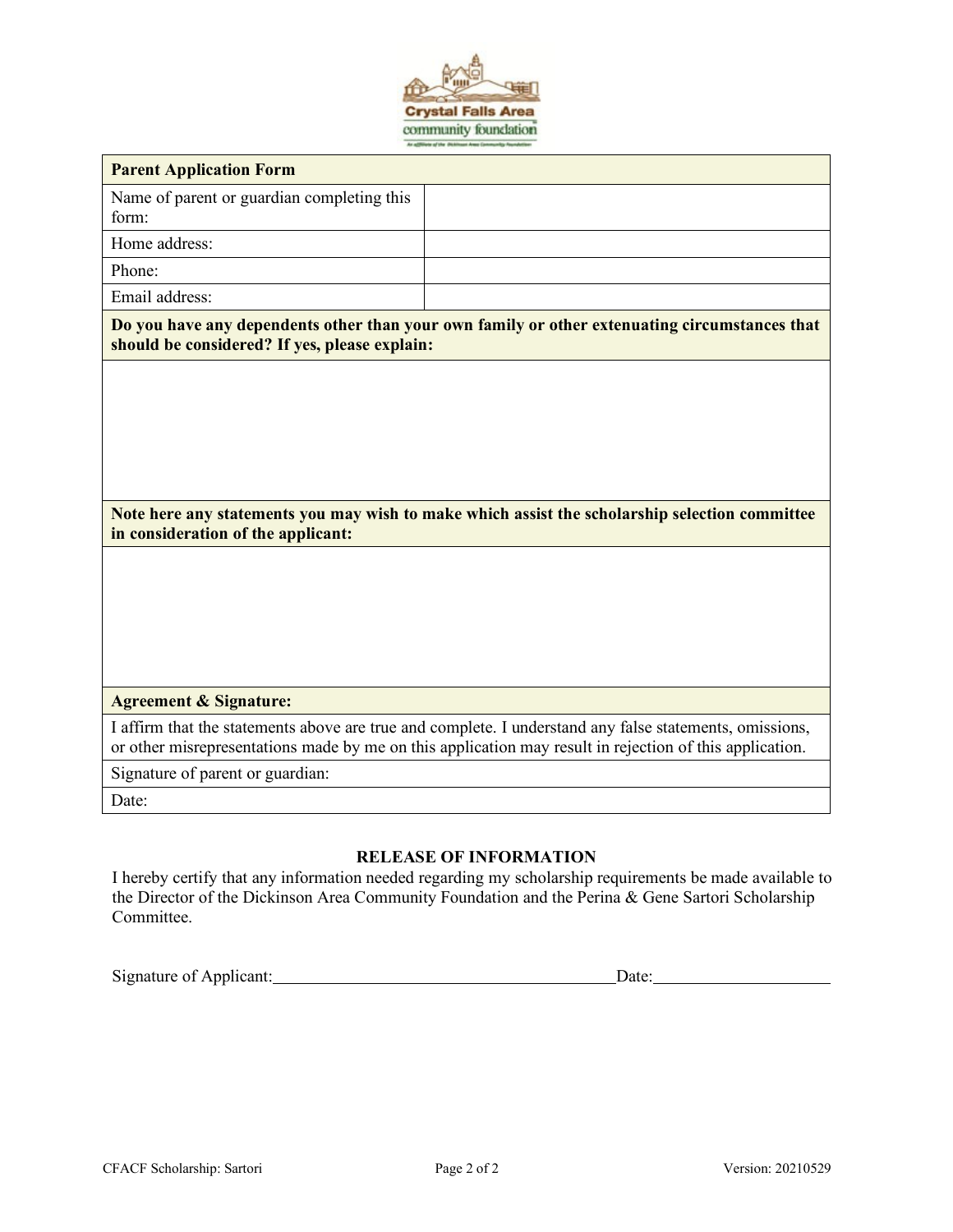| Parent Application Form | |
|---|---|
| Name of parent or guardian completing this form: | |
| Home address: | |
| Phone: | |
| Email address: | |

**Do you have any dependents other than your own family or other extenuating circumstances that should be considered? If yes, please explain:**

**Note here any statements you may wish to make which assist the scholarship selection committee in consideration of the applicant:**

**Agreement & Signature:**

I affirm that the statements above are true and complete. I understand any false statements, omissions, or other misrepresentations made by me on this application may result in rejection of this application.

Signature of parent or guardian:

Date:

## RELEASE OF INFORMATION

I hereby certify that any information needed regarding my scholarship requirements be made available to the Director of the Dickinson Area Community Foundation and the Perina & Gene Sartori Scholarship Committee.

Signature of Applicant:________________________________________ Date:_____________________